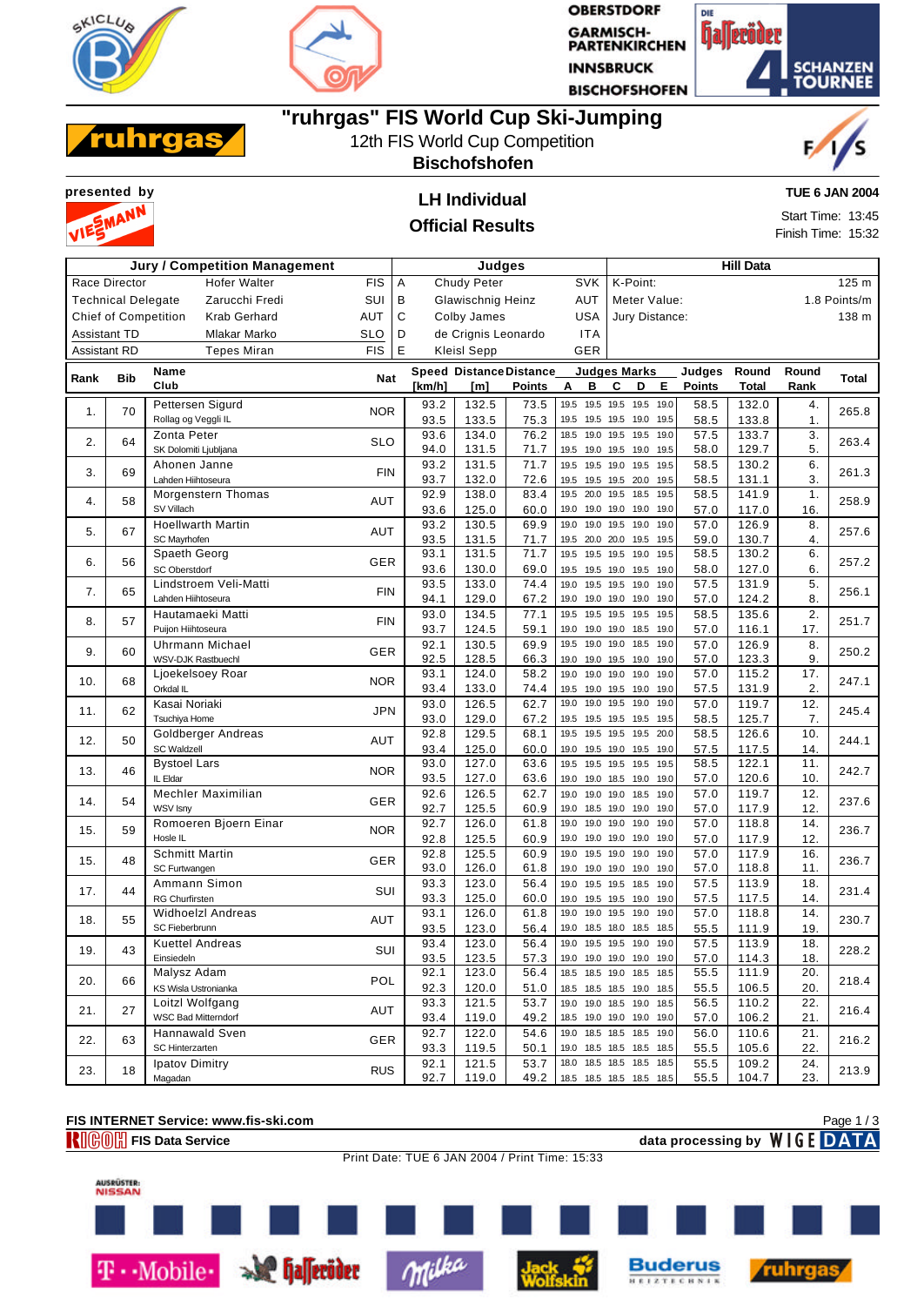# "ruhrgas" FIS World Cup Ski-Jumping

12th FIS World Cup Competition

**Bischofshofen**

presented by VIESSMANN

## LH Individual

## Official Results

**TUE 6 JAN 2004**

Start Time: 13:45

Finish Time: 15:32

| Jury / Competition Management | | | Judges | | | Hill Data | |
|---|---|---|---|---|---|---|---|
| Race Director | Hofer Walter | FIS | A | Chudy Peter | SVK | K-Point: | 125 m |
| Technical Delegate | Zarucchi Fredi | SUI | B | Glawischnig Heinz | AUT | Meter Value: | 1.8 Points/m |
| Chief of Competition | Krab Gerhard | AUT | C | Colby James | USA | Jury Distance: | 138 m |
| Assistant TD | Mlakar Marko | SLO | D | de Crignis Leonardo | ITA | | |
| Assistant RD | Tepes Miran | FIS | E | Kleisl Sepp | GER | | |

| Rank | Bib | Name / Club | Nat | Speed [km/h] | Distance [m] | Distance Points | A | B | C | D | E | Judges Points | Round Total | Round Rank | Total |
|---|---|---|---|---|---|---|---|---|---|---|---|---|---|---|---|
| 1. | 70 | Pettersen Sigurd / Rollag og Veggli IL | NOR | 93.2 | 132.5 | 73.5 | 19.5 | 19.5 | 19.5 | 19.5 | 19.0 | 58.5 | 132.0 | 4. | 265.8 |
| | | | | 93.5 | 133.5 | 75.3 | 19.5 | 19.5 | 19.5 | 19.0 | 19.5 | 58.5 | 133.8 | 1. | |
| 2. | 64 | Zonta Peter / SK Dolomiti Ljubljana | SLO | 93.6 | 134.0 | 76.2 | 18.5 | 19.0 | 19.5 | 19.5 | 19.0 | 57.5 | 133.7 | 3. | 263.4 |
| | | | | 94.0 | 131.5 | 71.7 | 19.5 | 19.0 | 19.5 | 19.0 | 19.5 | 58.0 | 129.7 | 5. | |
| 3. | 69 | Ahonen Janne / Lahden Hiihtoseura | FIN | 93.2 | 131.5 | 71.7 | 19.5 | 19.5 | 19.0 | 19.5 | 19.5 | 58.5 | 130.2 | 6. | 261.3 |
| | | | | 93.7 | 132.0 | 72.6 | 19.5 | 19.5 | 19.5 | 20.0 | 19.5 | 58.5 | 131.1 | 3. | |
| 4. | 58 | Morgenstern Thomas / SV Villach | AUT | 92.9 | 138.0 | 83.4 | 19.5 | 20.0 | 19.5 | 18.5 | 19.5 | 58.5 | 141.9 | 1. | 258.9 |
| | | | | 93.6 | 125.0 | 60.0 | 19.0 | 19.0 | 19.0 | 19.0 | 19.0 | 57.0 | 117.0 | 16. | |
| 5. | 67 | Hoellwarth Martin / SC Mayrhofen | AUT | 93.2 | 130.5 | 69.9 | 19.0 | 19.0 | 19.5 | 19.0 | 19.0 | 57.0 | 126.9 | 8. | 257.6 |
| | | | | 93.5 | 131.5 | 71.7 | 19.5 | 20.0 | 20.0 | 19.5 | 19.5 | 59.0 | 130.7 | 4. | |
| 6. | 56 | Spaeth Georg / SC Oberstdorf | GER | 93.1 | 131.5 | 71.7 | 19.5 | 19.5 | 19.5 | 19.0 | 19.5 | 58.5 | 130.2 | 6. | 257.2 |
| | | | | 93.6 | 130.0 | 69.0 | 19.5 | 19.0 | 19.5 | 19.5 | 19.0 | 58.0 | 127.0 | 6. | |
| 7. | 65 | Lindstroem Veli-Matti / Lahden Hiihtoseura | FIN | 93.5 | 133.0 | 74.4 | 19.0 | 19.5 | 19.5 | 19.0 | 19.0 | 57.5 | 131.9 | 5. | 256.1 |
| | | | | 94.1 | 129.0 | 67.2 | 19.0 | 19.0 | 19.0 | 19.0 | 19.0 | 57.0 | 124.2 | 8. | |
| 8. | 57 | Hautamaeki Matti / Puijon Hiihtoseura | FIN | 93.0 | 134.5 | 77.1 | 19.5 | 19.5 | 19.5 | 19.5 | 19.5 | 58.5 | 135.6 | 2. | 251.7 |
| | | | | 93.7 | 124.5 | 59.1 | 19.0 | 19.0 | 19.0 | 18.5 | 19.0 | 57.0 | 116.1 | 17. | |
| 9. | 60 | Uhrmann Michael / WSV-DJK Rastbuechl | GER | 92.1 | 130.5 | 69.9 | 19.5 | 19.0 | 19.0 | 18.5 | 19.0 | 57.0 | 126.9 | 8. | 250.2 |
| | | | | 92.5 | 128.5 | 66.3 | 19.0 | 19.0 | 19.5 | 19.0 | 19.0 | 57.0 | 123.3 | 9. | |
| 10. | 68 | Ljoekelsoey Roar / Orkdal IL | NOR | 93.1 | 124.0 | 58.2 | 19.0 | 19.0 | 19.0 | 19.0 | 19.0 | 57.0 | 115.2 | 17. | 247.1 |
| | | | | 93.4 | 133.0 | 74.4 | 19.5 | 19.0 | 19.5 | 19.0 | 19.0 | 57.5 | 131.9 | 2. | |
| 11. | 62 | Kasai Noriaki / Tsuchiya Home | JPN | 93.0 | 126.5 | 62.7 | 19.0 | 19.0 | 19.5 | 19.0 | 19.0 | 57.0 | 119.7 | 12. | 245.4 |
| | | | | 93.0 | 129.0 | 67.2 | 19.5 | 19.5 | 19.5 | 19.5 | 19.5 | 58.5 | 125.7 | 7. | |
| 12. | 50 | Goldberger Andreas / SC Waldzell | AUT | 92.8 | 129.5 | 68.1 | 19.5 | 19.5 | 19.5 | 19.5 | 20.0 | 58.5 | 126.6 | 10. | 244.1 |
| | | | | 93.4 | 125.0 | 60.0 | 19.0 | 19.5 | 19.0 | 19.5 | 19.0 | 57.5 | 117.5 | 14. | |
| 13. | 46 | Bystoel Lars / IL Eldar | NOR | 93.0 | 127.0 | 63.6 | 19.5 | 19.5 | 19.5 | 19.5 | 19.5 | 58.5 | 122.1 | 11. | 242.7 |
| | | | | 93.5 | 127.0 | 63.6 | 19.0 | 19.0 | 18.5 | 19.0 | 19.0 | 57.0 | 120.6 | 10. | |
| 14. | 54 | Mechler Maximilian / WSV Isny | GER | 92.6 | 126.5 | 62.7 | 19.0 | 19.0 | 19.0 | 18.5 | 19.0 | 57.0 | 119.7 | 12. | 237.6 |
| | | | | 92.7 | 125.5 | 60.9 | 19.0 | 18.5 | 19.0 | 19.0 | 19.0 | 57.0 | 117.9 | 12. | |
| 15. | 59 | Romoeren Bjoern Einar / Hosle IL | NOR | 92.7 | 126.0 | 61.8 | 19.0 | 19.0 | 19.0 | 19.0 | 19.0 | 57.0 | 118.8 | 14. | 236.7 |
| | | | | 92.8 | 125.5 | 60.9 | 19.0 | 19.0 | 19.0 | 19.0 | 19.0 | 57.0 | 117.9 | 12. | |
| 15. | 48 | Schmitt Martin / SC Furtwangen | GER | 92.8 | 125.5 | 60.9 | 19.0 | 19.5 | 19.0 | 19.0 | 19.0 | 57.0 | 117.9 | 16. | 236.7 |
| | | | | 93.0 | 126.0 | 61.8 | 19.0 | 19.0 | 19.0 | 19.0 | 19.0 | 57.0 | 118.8 | 11. | |
| 17. | 44 | Ammann Simon / RG Churfirsten | SUI | 93.3 | 123.0 | 56.4 | 19.0 | 19.5 | 19.5 | 18.5 | 19.0 | 57.5 | 113.9 | 18. | 231.4 |
| | | | | 93.3 | 125.0 | 60.0 | 19.0 | 19.5 | 19.5 | 19.0 | 19.0 | 57.5 | 117.5 | 14. | |
| 18. | 55 | Widhoelzl Andreas / SC Fieberbrunn | AUT | 93.1 | 126.0 | 61.8 | 19.0 | 19.0 | 19.5 | 19.0 | 19.0 | 57.0 | 118.8 | 14. | 230.7 |
| | | | | 93.5 | 123.0 | 56.4 | 19.0 | 18.5 | 18.0 | 18.5 | 18.5 | 55.5 | 111.9 | 19. | |
| 19. | 43 | Kuettel Andreas / Einsiedeln | SUI | 93.4 | 123.0 | 56.4 | 19.0 | 19.5 | 19.5 | 19.0 | 19.0 | 57.5 | 113.9 | 18. | 228.2 |
| | | | | 93.5 | 123.5 | 57.3 | 19.0 | 19.0 | 19.0 | 19.0 | 19.0 | 57.0 | 114.3 | 18. | |
| 20. | 66 | Malysz Adam / KS Wisla Ustronianka | POL | 92.1 | 123.0 | 56.4 | 18.5 | 18.5 | 19.0 | 18.5 | 18.5 | 55.5 | 111.9 | 20. | 218.4 |
| | | | | 92.3 | 120.0 | 51.0 | 18.5 | 18.5 | 18.5 | 19.0 | 18.5 | 55.5 | 106.5 | 20. | |
| 21. | 27 | Loitzl Wolfgang / WSC Bad Mitterndorf | AUT | 93.3 | 121.5 | 53.7 | 19.0 | 19.0 | 18.5 | 19.0 | 18.5 | 56.5 | 110.2 | 22. | 216.4 |
| | | | | 93.4 | 119.0 | 49.2 | 18.5 | 19.0 | 19.0 | 19.0 | 19.0 | 57.0 | 106.2 | 21. | |
| 22. | 63 | Hannawald Sven / SC Hinterzarten | GER | 92.7 | 122.0 | 54.6 | 19.0 | 18.5 | 18.5 | 18.5 | 19.0 | 56.0 | 110.6 | 21. | 216.2 |
| | | | | 93.3 | 119.5 | 50.1 | 19.0 | 18.5 | 18.5 | 18.5 | 18.5 | 55.5 | 105.6 | 22. | |
| 23. | 18 | Ipatov Dimitry / Magadan | RUS | 92.1 | 121.5 | 53.7 | 18.0 | 18.5 | 18.5 | 18.5 | 18.5 | 55.5 | 109.2 | 24. | 213.9 |
| | | | | 92.7 | 119.0 | 49.2 | 18.5 | 18.5 | 18.5 | 18.5 | 18.5 | 55.5 | 104.7 | 23. | |

FIS INTERNET Service: www.fis-ski.com

RICOH FIS Data Service — data processing by WIGE DATA

Print Date: TUE 6 JAN 2004 / Print Time: 15:33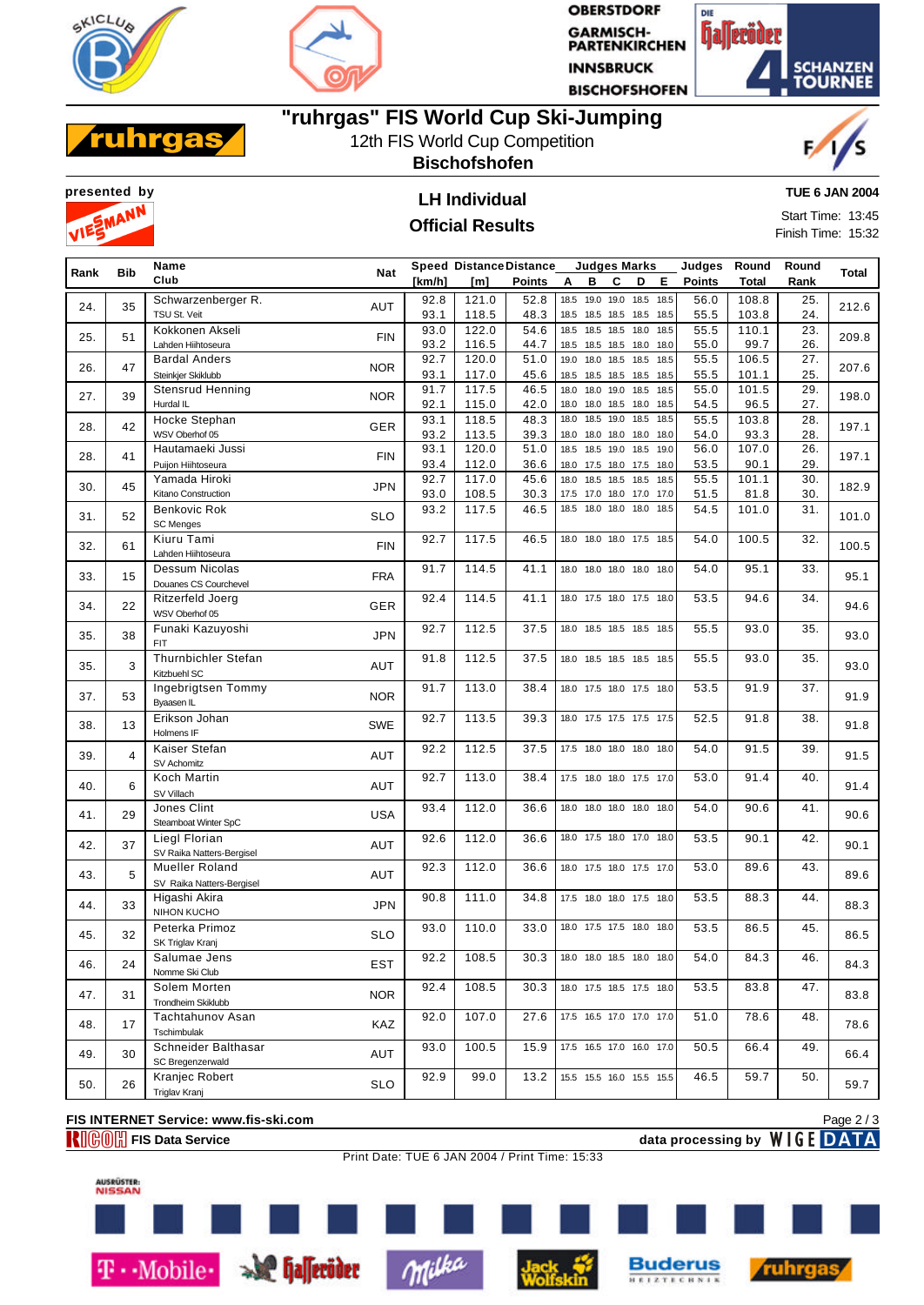# "ruhrgas" FIS World Cup Ski-Jumping

12th FIS World Cup Competition

**Bischofshofen**

presented by

## LH Individual
## Official Results

**TUE 6 JAN 2004**

Start Time: 13:45
Finish Time: 15:32

| Rank | Bib | Name / Club | Nat | Speed [km/h] | Distance [m] | Distance Points | Judges Marks A | B | C | D | E | Judges Points | Round Total | Round Rank | Total |
|---|---|---|---|---|---|---|---|---|---|---|---|---|---|---|---|
| 24. | 35 | Schwarzenberger R. / TSU St. Veit | AUT | 92.8 | 121.0 | 52.8 | 18.5 | 19.0 | 19.0 | 18.5 | 18.5 | 56.0 | 108.8 | 25. | 212.6 |
| | | | | 93.1 | 118.5 | 48.3 | 18.5 | 18.5 | 18.5 | 18.5 | 18.5 | 55.5 | 103.8 | 24. | |
| 25. | 51 | Kokkonen Akseli / Lahden Hiihtoseura | FIN | 93.0 | 122.0 | 54.6 | 18.5 | 18.5 | 18.5 | 18.0 | 18.5 | 55.5 | 110.1 | 23. | 209.8 |
| | | | | 93.2 | 116.5 | 44.7 | 18.5 | 18.5 | 18.5 | 18.0 | 18.0 | 55.0 | 99.7 | 26. | |
| 26. | 47 | Bardal Anders / Steinkjer Skiklubb | NOR | 92.7 | 120.0 | 51.0 | 19.0 | 18.0 | 18.5 | 18.5 | 18.5 | 55.5 | 106.5 | 27. | 207.6 |
| | | | | 93.1 | 117.0 | 45.6 | 18.5 | 18.5 | 18.5 | 18.5 | 18.5 | 55.5 | 101.1 | 25. | |
| 27. | 39 | Stensrud Henning / Hurdal IL | NOR | 91.7 | 117.5 | 46.5 | 18.0 | 18.0 | 19.0 | 18.5 | 18.5 | 55.0 | 101.5 | 29. | 198.0 |
| | | | | 92.1 | 115.0 | 42.0 | 18.0 | 18.0 | 18.5 | 18.0 | 18.5 | 54.5 | 96.5 | 27. | |
| 28. | 42 | Hocke Stephan / WSV Oberhof 05 | GER | 93.1 | 118.5 | 48.3 | 18.0 | 18.5 | 18.5 | 18.5 | 18.5 | 55.5 | 103.8 | 28. | 197.1 |
| | | | | 93.2 | 113.5 | 39.3 | 18.0 | 18.0 | 18.0 | 18.0 | 18.0 | 54.0 | 93.3 | 28. | |
| 28. | 41 | Hautamaeki Jussi / Puijon Hiihtoseura | FIN | 93.1 | 120.0 | 51.0 | 18.5 | 18.5 | 19.0 | 18.5 | 19.0 | 56.0 | 107.0 | 26. | 197.1 |
| | | | | 93.4 | 112.0 | 36.6 | 18.0 | 17.5 | 18.0 | 17.5 | 18.0 | 53.5 | 90.1 | 29. | |
| 30. | 45 | Yamada Hiroki / Kitano Construction | JPN | 92.7 | 117.0 | 45.6 | 18.0 | 18.5 | 18.5 | 18.5 | 18.5 | 55.5 | 101.1 | 30. | 182.9 |
| | | | | 93.0 | 108.5 | 30.3 | 17.5 | 17.0 | 18.0 | 17.0 | 17.0 | 51.5 | 81.8 | 30. | |
| 31. | 52 | Benkovic Rok / SC Menges | SLO | 93.2 | 117.5 | 46.5 | 18.5 | 18.0 | 18.0 | 18.0 | 18.5 | 54.5 | 101.0 | 31. | 101.0 |
| 32. | 61 | Kiuru Tami / Lahden Hiihtoseura | FIN | 92.7 | 117.5 | 46.5 | 18.0 | 18.0 | 18.0 | 17.5 | 18.5 | 54.0 | 100.5 | 32. | 100.5 |
| 33. | 15 | Dessum Nicolas / Douanes CS Courchevel | FRA | 91.7 | 114.5 | 41.1 | 18.0 | 18.0 | 18.0 | 18.0 | 18.0 | 54.0 | 95.1 | 33. | 95.1 |
| 34. | 22 | Ritzerfeld Joerg / WSV Oberhof 05 | GER | 92.4 | 114.5 | 41.1 | 18.0 | 17.5 | 18.0 | 17.5 | 18.0 | 53.5 | 94.6 | 34. | 94.6 |
| 35. | 38 | Funaki Kazuyoshi / FIT | JPN | 92.7 | 112.5 | 37.5 | 18.0 | 18.5 | 18.5 | 18.5 | 18.5 | 55.5 | 93.0 | 35. | 93.0 |
| 35. | 3 | Thurnbichler Stefan / Kitzbuehl SC | AUT | 91.8 | 112.5 | 37.5 | 18.0 | 18.5 | 18.5 | 18.5 | 18.5 | 55.5 | 93.0 | 35. | 93.0 |
| 37. | 53 | Ingebrigtsen Tommy / Byaasen IL | NOR | 91.7 | 113.0 | 38.4 | 18.0 | 17.5 | 18.0 | 17.5 | 18.0 | 53.5 | 91.9 | 37. | 91.9 |
| 38. | 13 | Erikson Johan / Holmens IF | SWE | 92.7 | 113.5 | 39.3 | 18.0 | 17.5 | 17.5 | 17.5 | 17.5 | 52.5 | 91.8 | 38. | 91.8 |
| 39. | 4 | Kaiser Stefan / SV Achomitz | AUT | 92.2 | 112.5 | 37.5 | 17.5 | 18.0 | 18.0 | 18.0 | 18.0 | 54.0 | 91.5 | 39. | 91.5 |
| 40. | 6 | Koch Martin / SV Villach | AUT | 92.7 | 113.0 | 38.4 | 17.5 | 18.0 | 18.0 | 17.5 | 17.0 | 53.0 | 91.4 | 40. | 91.4 |
| 41. | 29 | Jones Clint / Steamboat Winter SpC | USA | 93.4 | 112.0 | 36.6 | 18.0 | 18.0 | 18.0 | 18.0 | 18.0 | 54.0 | 90.6 | 41. | 90.6 |
| 42. | 37 | Liegl Florian / SV Raika Natters-Bergisel | AUT | 92.6 | 112.0 | 36.6 | 18.0 | 17.5 | 18.0 | 17.0 | 18.0 | 53.5 | 90.1 | 42. | 90.1 |
| 43. | 5 | Mueller Roland / SV Raika Natters-Bergisel | AUT | 92.3 | 112.0 | 36.6 | 18.0 | 17.5 | 18.0 | 17.5 | 17.0 | 53.0 | 89.6 | 43. | 89.6 |
| 44. | 33 | Higashi Akira / NIHON KUCHO | JPN | 90.8 | 111.0 | 34.8 | 17.5 | 18.0 | 18.0 | 17.5 | 18.0 | 53.5 | 88.3 | 44. | 88.3 |
| 45. | 32 | Peterka Primoz / SK Triglav Kranj | SLO | 93.0 | 110.0 | 33.0 | 18.0 | 17.5 | 17.5 | 18.0 | 18.0 | 53.5 | 86.5 | 45. | 86.5 |
| 46. | 24 | Salumae Jens / Nomme Ski Club | EST | 92.2 | 108.5 | 30.3 | 18.0 | 18.0 | 18.5 | 18.0 | 18.0 | 54.0 | 84.3 | 46. | 84.3 |
| 47. | 31 | Solem Morten / Trondheim Skiklubb | NOR | 92.4 | 108.5 | 30.3 | 18.0 | 17.5 | 18.5 | 17.5 | 18.0 | 53.5 | 83.8 | 47. | 83.8 |
| 48. | 17 | Tachtahunov Asan / Tschimbulak | KAZ | 92.0 | 107.0 | 27.6 | 17.5 | 16.5 | 17.0 | 17.0 | 17.0 | 51.0 | 78.6 | 48. | 78.6 |
| 49. | 30 | Schneider Balthasar / SC Bregenzerwald | AUT | 93.0 | 100.5 | 15.9 | 17.5 | 16.5 | 17.0 | 16.0 | 17.0 | 50.5 | 66.4 | 49. | 66.4 |
| 50. | 26 | Kranjec Robert / Triglav Kranj | SLO | 92.9 | 99.0 | 13.2 | 15.5 | 15.5 | 16.0 | 15.5 | 15.5 | 46.5 | 59.7 | 50. | 59.7 |

FIS INTERNET Service: www.fis-ski.com

RICOH FIS Data Service — data processing by WIGE DATA

Print Date: TUE 6 JAN 2004 / Print Time: 15:33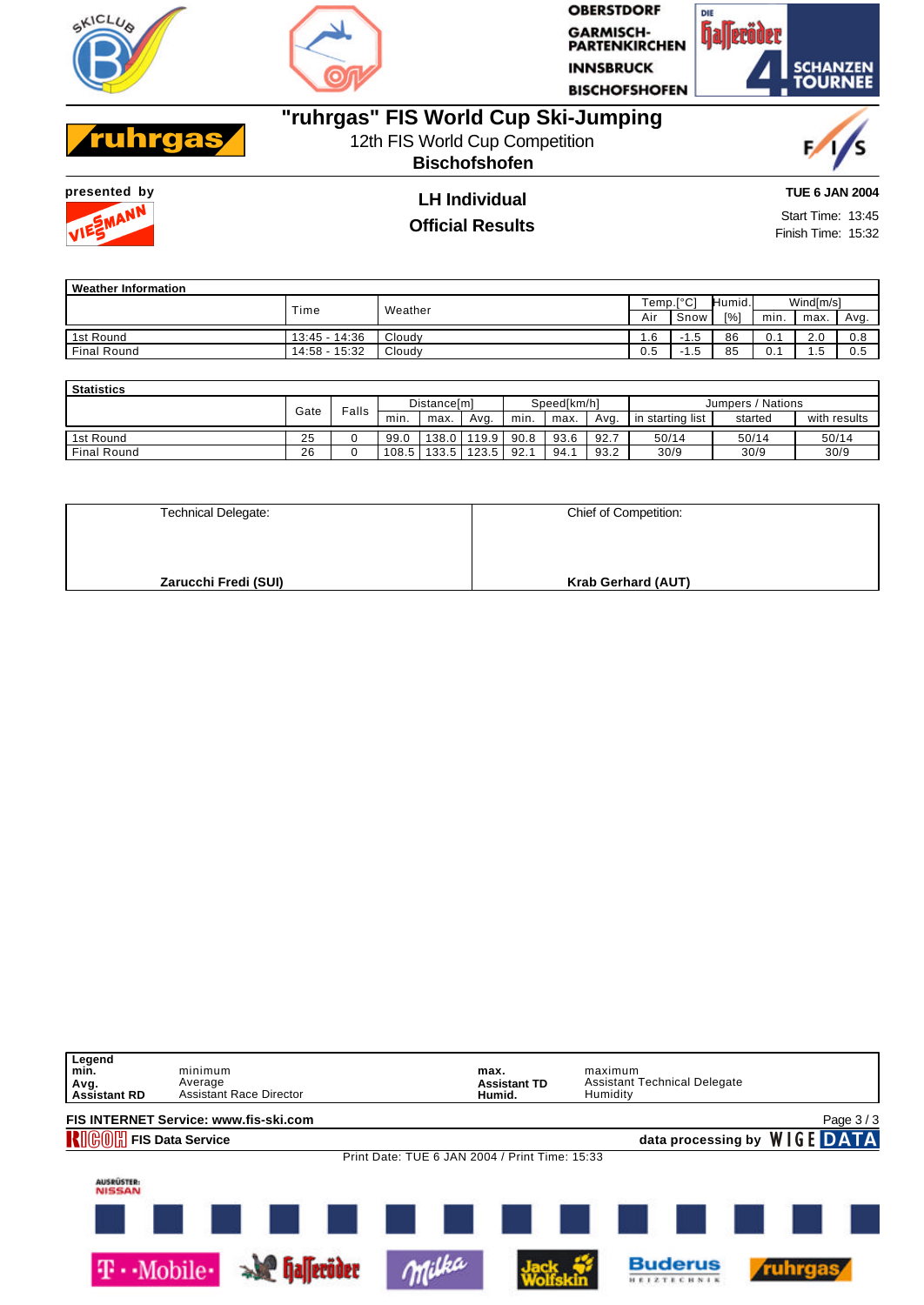# "ruhrgas" FIS World Cup Ski-Jumping

12th FIS World Cup Competition

**Bischofshofen**

presented by

## LH Individual

## Official Results

**TUE 6 JAN 2004**

Start Time: 13:45

Finish Time: 15:32

**Weather Information**

| | Time | Weather | Temp.[°C] | | Humid. | Wind[m/s] | | |
|---|---|---|---|---|---|---|---|---|
| | | | Air | Snow | [%] | min. | max. | Avg. |
| 1st Round | 13:45 - 14:36 | Cloudy | 1.6 | -1.5 | 86 | 0.1 | 2.0 | 0.8 |
| Final Round | 14:58 - 15:32 | Cloudy | 0.5 | -1.5 | 85 | 0.1 | 1.5 | 0.5 |

**Statistics**

| | Gate | Falls | Distance[m] | | | Speed[km/h] | | | Jumpers / Nations | | |
|---|---|---|---|---|---|---|---|---|---|---|---|
| | | | min. | max. | Avg. | min. | max. | Avg. | in starting list | started | with results |
| 1st Round | 25 | 0 | 99.0 | 138.0 | 119.9 | 90.8 | 93.6 | 92.7 | 50/14 | 50/14 | 50/14 |
| Final Round | 26 | 0 | 108.5 | 133.5 | 123.5 | 92.1 | 94.1 | 93.2 | 30/9 | 30/9 | 30/9 |

| Technical Delegate: | Chief of Competition: |
|---|---|
| **Zarucchi Fredi (SUI)** | **Krab Gerhard (AUT)** |

**Legend**

| | | | |
|---|---|---|---|
| **min.** | minimum | **max.** | maximum |
| **Avg.** | Average | **Assistant TD** | Assistant Technical Delegate |
| **Assistant RD** | Assistant Race Director | **Humid.** | Humidity |

**FIS INTERNET Service: www.fis-ski.com**

**FIS Data Service** — **data processing by WIGE DATA**

Print Date: TUE 6 JAN 2004 / Print Time: 15:33